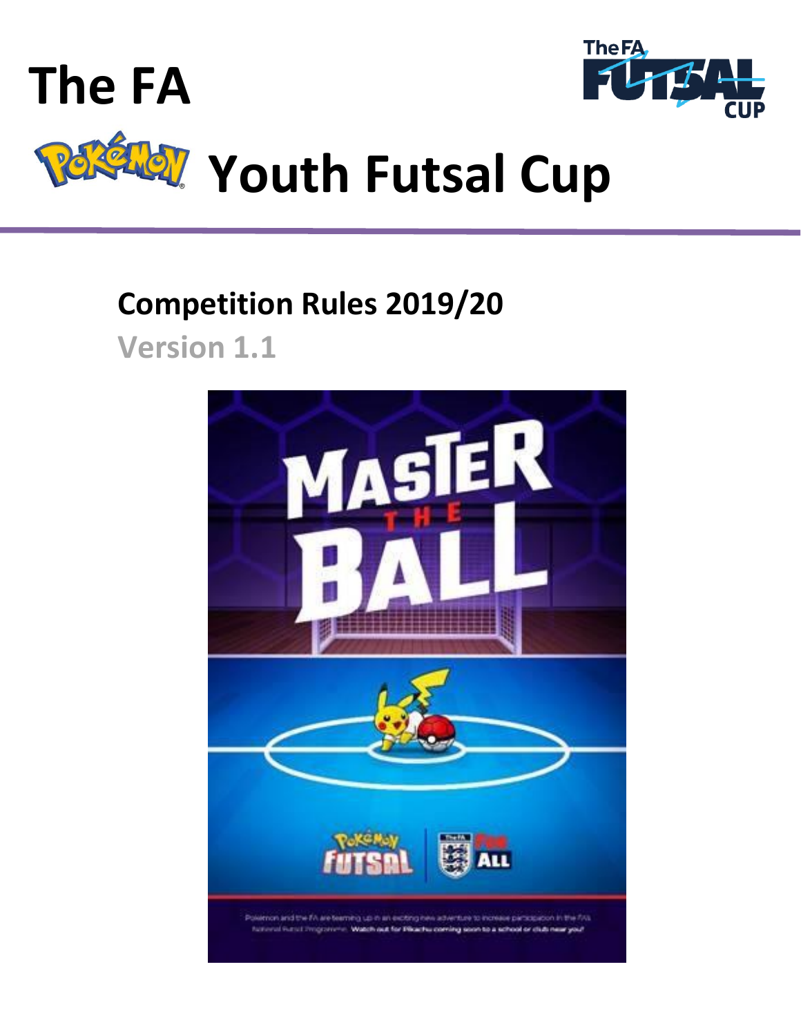# The FA

# Pokémon Youth Futsal Cup

## Competition Rules 2019/20

**Version 1.1**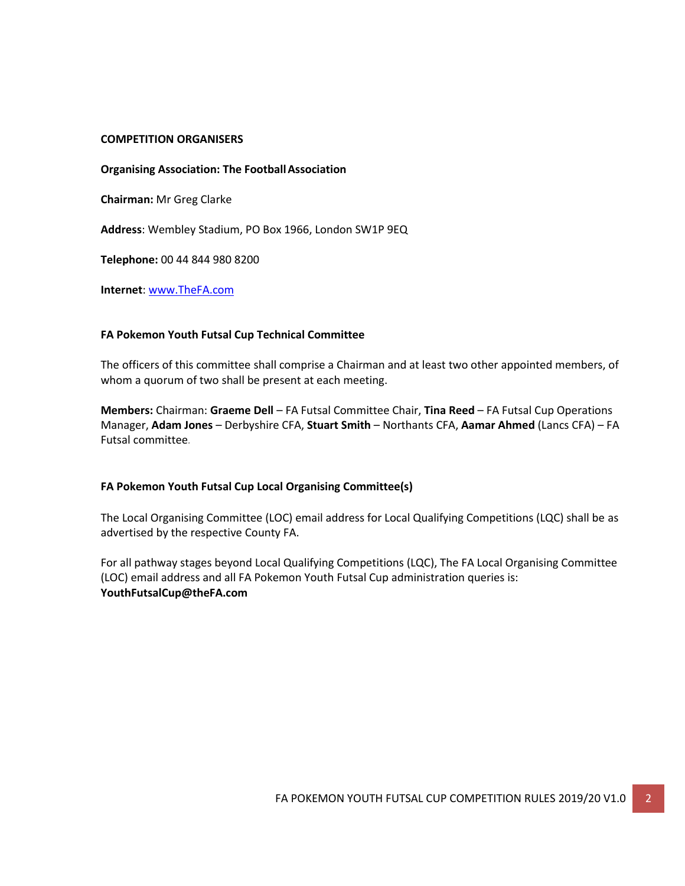## COMPETITION ORGANISERS

**Organising Association: The Football Association**

**Chairman:** Mr Greg Clarke

**Address**: Wembley Stadium, PO Box 1966, London SW1P 9EQ

**Telephone:** 00 44 844 980 8200

**Internet**: www.TheFA.com

### FA Pokemon Youth Futsal Cup Technical Committee

The officers of this committee shall comprise a Chairman and at least two other appointed members, of whom a quorum of two shall be present at each meeting.

**Members:** Chairman: **Graeme Dell** – FA Futsal Committee Chair, **Tina Reed** – FA Futsal Cup Operations Manager, **Adam Jones** – Derbyshire CFA, **Stuart Smith** – Northants CFA, **Aamar Ahmed** (Lancs CFA) – FA Futsal committee.

### FA Pokemon Youth Futsal Cup Local Organising Committee(s)

The Local Organising Committee (LOC) email address for Local Qualifying Competitions (LQC) shall be as advertised by the respective County FA.

For all pathway stages beyond Local Qualifying Competitions (LQC), The FA Local Organising Committee (LOC) email address and all FA Pokemon Youth Futsal Cup administration queries is: **YouthFutsalCup@theFA.com**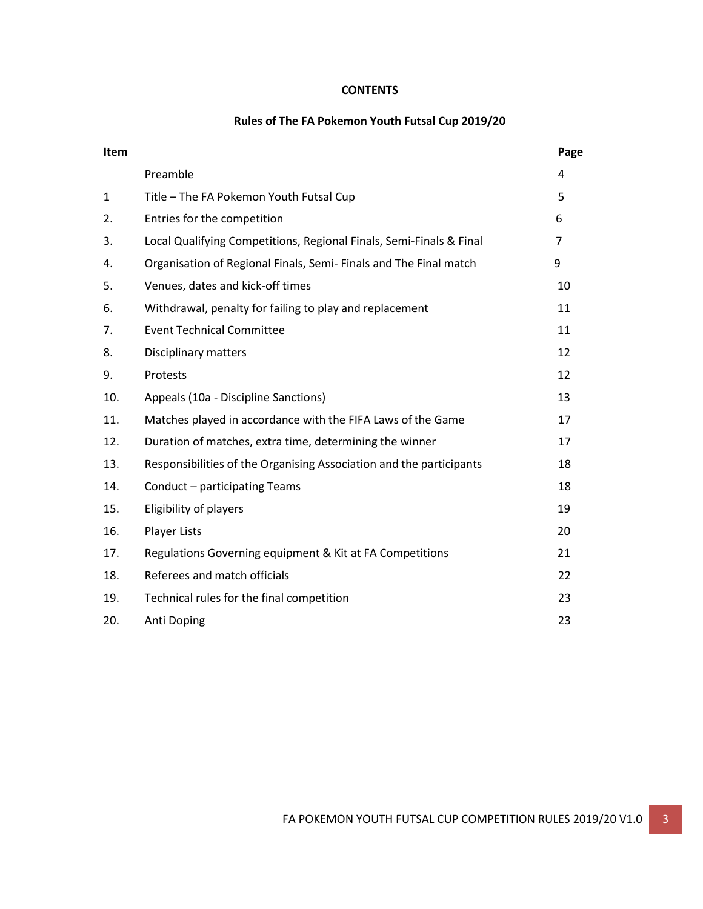# CONTENTS

## Rules of The FA Pokemon Youth Futsal Cup 2019/20

| Item | | Page |
|---|---|---|
| | Preamble | 4 |
| 1 | Title – The FA Pokemon Youth Futsal Cup | 5 |
| 2. | Entries for the competition | 6 |
| 3. | Local Qualifying Competitions, Regional Finals, Semi-Finals & Final | 7 |
| 4. | Organisation of Regional Finals, Semi- Finals and The Final match | 9 |
| 5. | Venues, dates and kick-off times | 10 |
| 6. | Withdrawal, penalty for failing to play and replacement | 11 |
| 7. | Event Technical Committee | 11 |
| 8. | Disciplinary matters | 12 |
| 9. | Protests | 12 |
| 10. | Appeals (10a - Discipline Sanctions) | 13 |
| 11. | Matches played in accordance with the FIFA Laws of the Game | 17 |
| 12. | Duration of matches, extra time, determining the winner | 17 |
| 13. | Responsibilities of the Organising Association and the participants | 18 |
| 14. | Conduct – participating Teams | 18 |
| 15. | Eligibility of players | 19 |
| 16. | Player Lists | 20 |
| 17. | Regulations Governing equipment & Kit at FA Competitions | 21 |
| 18. | Referees and match officials | 22 |
| 19. | Technical rules for the final competition | 23 |
| 20. | Anti Doping | 23 |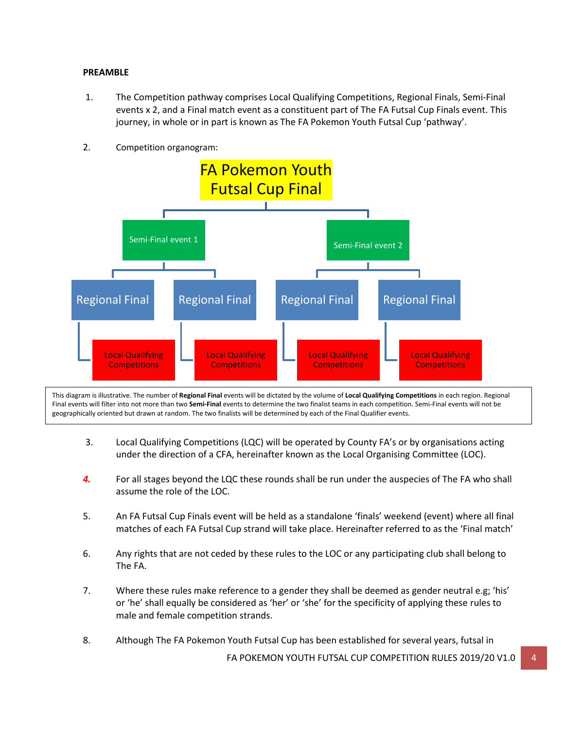**PREAMBLE**

1. The Competition pathway comprises Local Qualifying Competitions, Regional Finals, Semi-Final events x 2, and a Final match event as a constituent part of The FA Futsal Cup Finals event. This journey, in whole or in part is known as The FA Pokemon Youth Futsal Cup 'pathway'.

2. Competition organogram:

FA Pokemon Youth Futsal Cup Final

- Semi-Final event 1
  - Regional Final
    - Local Qualifying Competitions
  - Regional Final
    - Local Qualifying Competitions
- Semi-Final event 2
  - Regional Final
    - Local Qualifying Competitions
  - Regional Final
    - Local Qualifying Competitions

This diagram is illustrative. The number of **Regional Final** events will be dictated by the volume of **Local Qualifying Competitions** in each region. Regional Final events will filter into not more than two **Semi-Final** events to determine the two finalist teams in each competition. Semi-Final events will not be geographically oriented but drawn at random. The two finalists will be determined by each of the Final Qualifier events.

3. Local Qualifying Competitions (LQC) will be operated by County FA's or by organisations acting under the direction of a CFA, hereinafter known as the Local Organising Committee (LOC).

*4.* For all stages beyond the LQC these rounds shall be run under the auspecies of The FA who shall assume the role of the LOC.

5. An FA Futsal Cup Finals event will be held as a standalone 'finals' weekend (event) where all final matches of each FA Futsal Cup strand will take place. Hereinafter referred to as the 'Final match'

6. Any rights that are not ceded by these rules to the LOC or any participating club shall belong to The FA.

7. Where these rules make reference to a gender they shall be deemed as gender neutral e.g; 'his' or 'he' shall equally be considered as 'her' or 'she' for the specificity of applying these rules to male and female competition strands.

8. Although The FA Pokemon Youth Futsal Cup has been established for several years, futsal in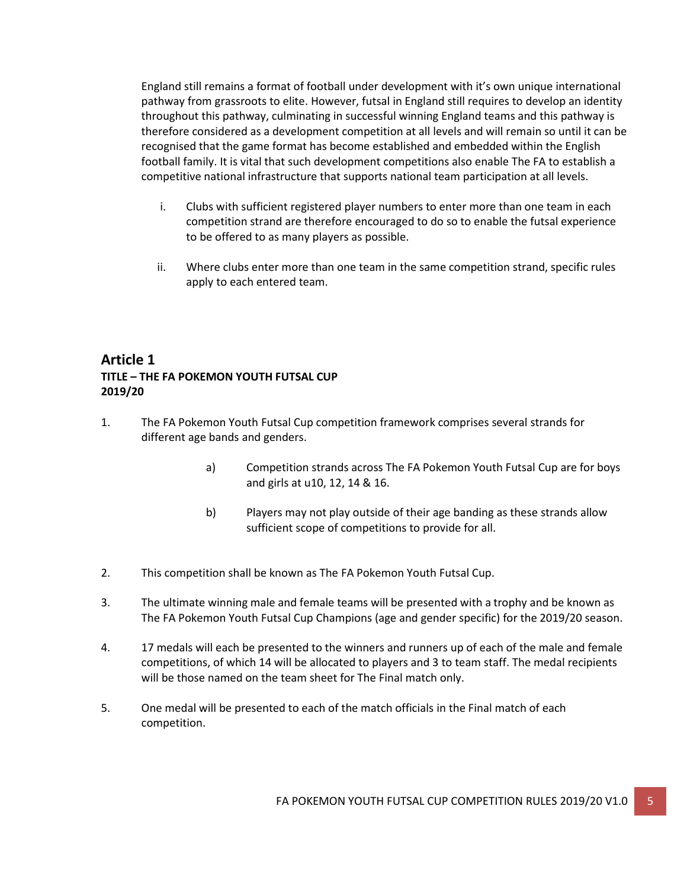England still remains a format of football under development with it's own unique international pathway from grassroots to elite. However, futsal in England still requires to develop an identity throughout this pathway, culminating in successful winning England teams and this pathway is therefore considered as a development competition at all levels and will remain so until it can be recognised that the game format has become established and embedded within the English football family. It is vital that such development competitions also enable The FA to establish a competitive national infrastructure that supports national team participation at all levels.

i. Clubs with sufficient registered player numbers to enter more than one team in each competition strand are therefore encouraged to do so to enable the futsal experience to be offered to as many players as possible.

ii. Where clubs enter more than one team in the same competition strand, specific rules apply to each entered team.

## Article 1

**TITLE – THE FA POKEMON YOUTH FUTSAL CUP 2019/20**

1. The FA Pokemon Youth Futsal Cup competition framework comprises several strands for different age bands and genders.

   a) Competition strands across The FA Pokemon Youth Futsal Cup are for boys and girls at u10, 12, 14 & 16.

   b) Players may not play outside of their age banding as these strands allow sufficient scope of competitions to provide for all.

2. This competition shall be known as The FA Pokemon Youth Futsal Cup.

3. The ultimate winning male and female teams will be presented with a trophy and be known as The FA Pokemon Youth Futsal Cup Champions (age and gender specific) for the 2019/20 season.

4. 17 medals will each be presented to the winners and runners up of each of the male and female competitions, of which 14 will be allocated to players and 3 to team staff. The medal recipients will be those named on the team sheet for The Final match only.

5. One medal will be presented to each of the match officials in the Final match of each competition.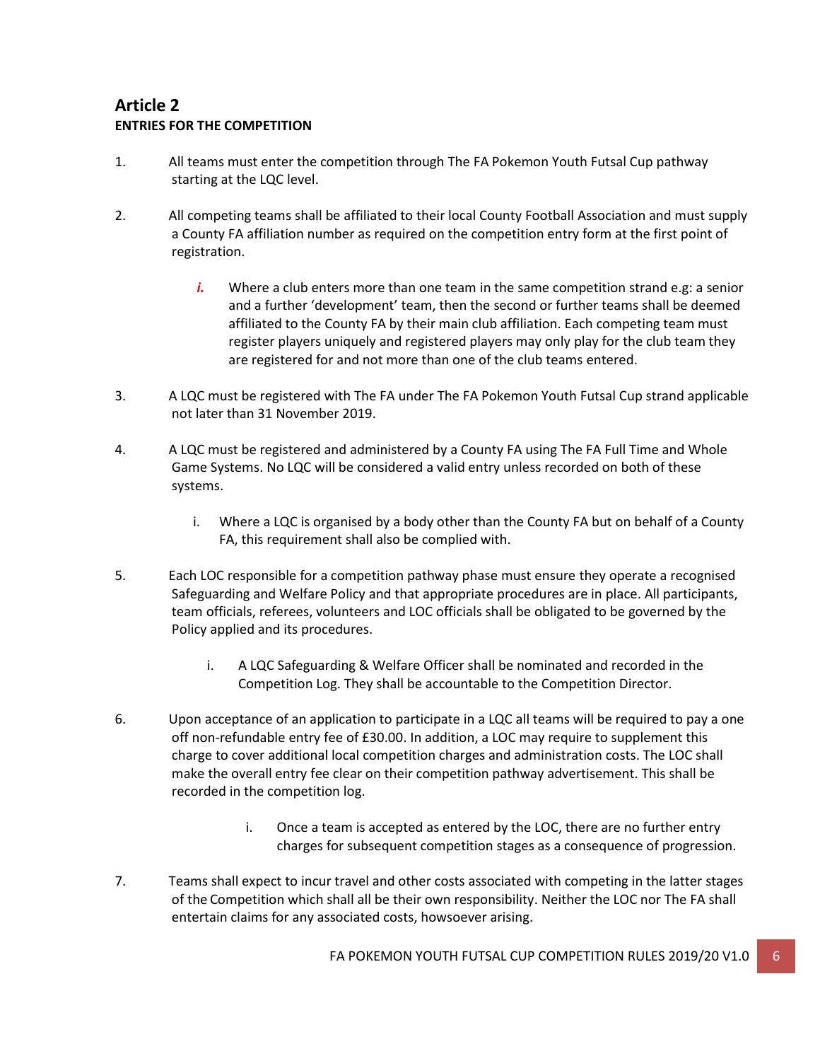## Article 2

**ENTRIES FOR THE COMPETITION**

1. All teams must enter the competition through The FA Pokemon Youth Futsal Cup pathway starting at the LQC level.

2. All competing teams shall be affiliated to their local County Football Association and must supply a County FA affiliation number as required on the competition entry form at the first point of registration.

   ***i.*** Where a club enters more than one team in the same competition strand e.g: a senior and a further 'development' team, then the second or further teams shall be deemed affiliated to the County FA by their main club affiliation. Each competing team must register players uniquely and registered players may only play for the club team they are registered for and not more than one of the club teams entered.

3. A LQC must be registered with The FA under The FA Pokemon Youth Futsal Cup strand applicable not later than 31 November 2019.

4. A LQC must be registered and administered by a County FA using The FA Full Time and Whole Game Systems. No LQC will be considered a valid entry unless recorded on both of these systems.

   i. Where a LQC is organised by a body other than the County FA but on behalf of a County FA, this requirement shall also be complied with.

5. Each LOC responsible for a competition pathway phase must ensure they operate a recognised Safeguarding and Welfare Policy and that appropriate procedures are in place. All participants, team officials, referees, volunteers and LOC officials shall be obligated to be governed by the Policy applied and its procedures.

   i. A LQC Safeguarding & Welfare Officer shall be nominated and recorded in the Competition Log. They shall be accountable to the Competition Director.

6. Upon acceptance of an application to participate in a LQC all teams will be required to pay a one off non-refundable entry fee of £30.00. In addition, a LOC may require to supplement this charge to cover additional local competition charges and administration costs. The LOC shall make the overall entry fee clear on their competition pathway advertisement. This shall be recorded in the competition log.

   i. Once a team is accepted as entered by the LOC, there are no further entry charges for subsequent competition stages as a consequence of progression.

7. Teams shall expect to incur travel and other costs associated with competing in the latter stages of the Competition which shall all be their own responsibility. Neither the LOC nor The FA shall entertain claims for any associated costs, howsoever arising.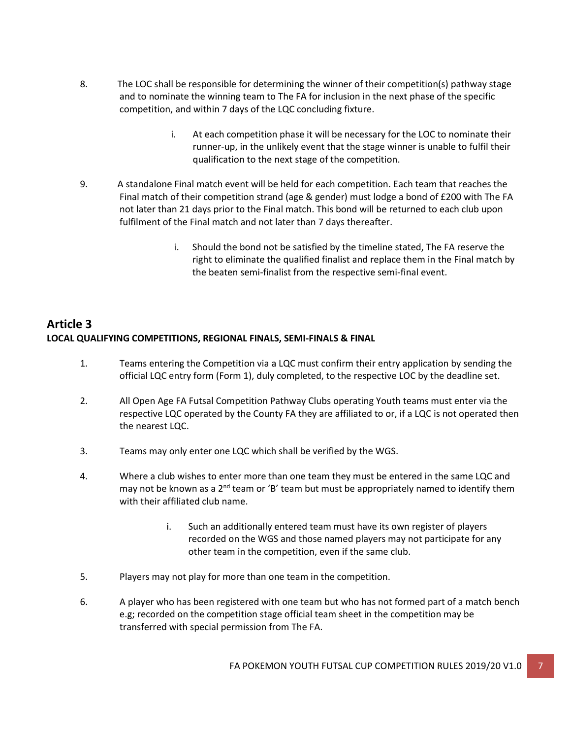8. The LOC shall be responsible for determining the winner of their competition(s) pathway stage and to nominate the winning team to The FA for inclusion in the next phase of the specific competition, and within 7 days of the LQC concluding fixture.

    i. At each competition phase it will be necessary for the LOC to nominate their runner-up, in the unlikely event that the stage winner is unable to fulfil their qualification to the next stage of the competition.

9. A standalone Final match event will be held for each competition. Each team that reaches the Final match of their competition strand (age & gender) must lodge a bond of £200 with The FA not later than 21 days prior to the Final match. This bond will be returned to each club upon fulfilment of the Final match and not later than 7 days thereafter.

    i. Should the bond not be satisfied by the timeline stated, The FA reserve the right to eliminate the qualified finalist and replace them in the Final match by the beaten semi-finalist from the respective semi-final event.

## Article 3

**LOCAL QUALIFYING COMPETITIONS, REGIONAL FINALS, SEMI-FINALS & FINAL**

1. Teams entering the Competition via a LQC must confirm their entry application by sending the official LQC entry form (Form 1), duly completed, to the respective LOC by the deadline set.

2. All Open Age FA Futsal Competition Pathway Clubs operating Youth teams must enter via the respective LQC operated by the County FA they are affiliated to or, if a LQC is not operated then the nearest LQC.

3. Teams may only enter one LQC which shall be verified by the WGS.

4. Where a club wishes to enter more than one team they must be entered in the same LQC and may not be known as a 2nd team or 'B' team but must be appropriately named to identify them with their affiliated club name.

    i. Such an additionally entered team must have its own register of players recorded on the WGS and those named players may not participate for any other team in the competition, even if the same club.

5. Players may not play for more than one team in the competition.

6. A player who has been registered with one team but who has not formed part of a match bench e.g; recorded on the competition stage official team sheet in the competition may be transferred with special permission from The FA.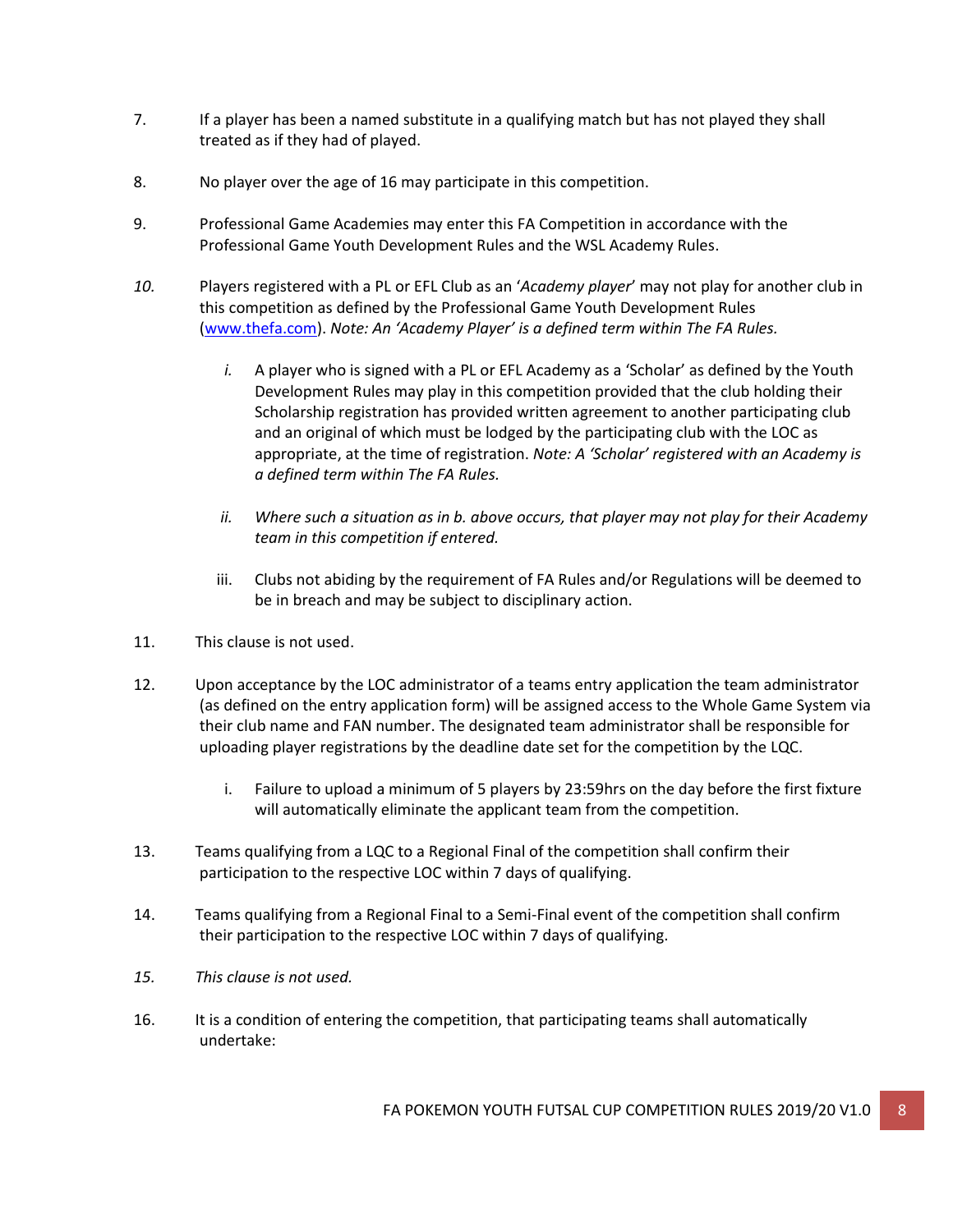7. If a player has been a named substitute in a qualifying match but has not played they shall treated as if they had of played.

8. No player over the age of 16 may participate in this competition.

9. Professional Game Academies may enter this FA Competition in accordance with the Professional Game Youth Development Rules and the WSL Academy Rules.

*10.* Players registered with a PL or EFL Club as an '*Academy player*' may not play for another club in this competition as defined by the Professional Game Youth Development Rules ([www.thefa.com](www.thefa.com)). *Note: An 'Academy Player' is a defined term within The FA Rules.*

   *i.* A player who is signed with a PL or EFL Academy as a 'Scholar' as defined by the Youth Development Rules may play in this competition provided that the club holding their Scholarship registration has provided written agreement to another participating club and an original of which must be lodged by the participating club with the LOC as appropriate, at the time of registration. *Note: A 'Scholar' registered with an Academy is a defined term within The FA Rules.*

   *ii. Where such a situation as in b. above occurs, that player may not play for their Academy team in this competition if entered.*

   iii. Clubs not abiding by the requirement of FA Rules and/or Regulations will be deemed to be in breach and may be subject to disciplinary action.

11. This clause is not used.

12. Upon acceptance by the LOC administrator of a teams entry application the team administrator (as defined on the entry application form) will be assigned access to the Whole Game System via their club name and FAN number. The designated team administrator shall be responsible for uploading player registrations by the deadline date set for the competition by the LQC.

   i. Failure to upload a minimum of 5 players by 23:59hrs on the day before the first fixture will automatically eliminate the applicant team from the competition.

13. Teams qualifying from a LQC to a Regional Final of the competition shall confirm their participation to the respective LOC within 7 days of qualifying.

14. Teams qualifying from a Regional Final to a Semi-Final event of the competition shall confirm their participation to the respective LOC within 7 days of qualifying.

*15. This clause is not used.*

16. It is a condition of entering the competition, that participating teams shall automatically undertake: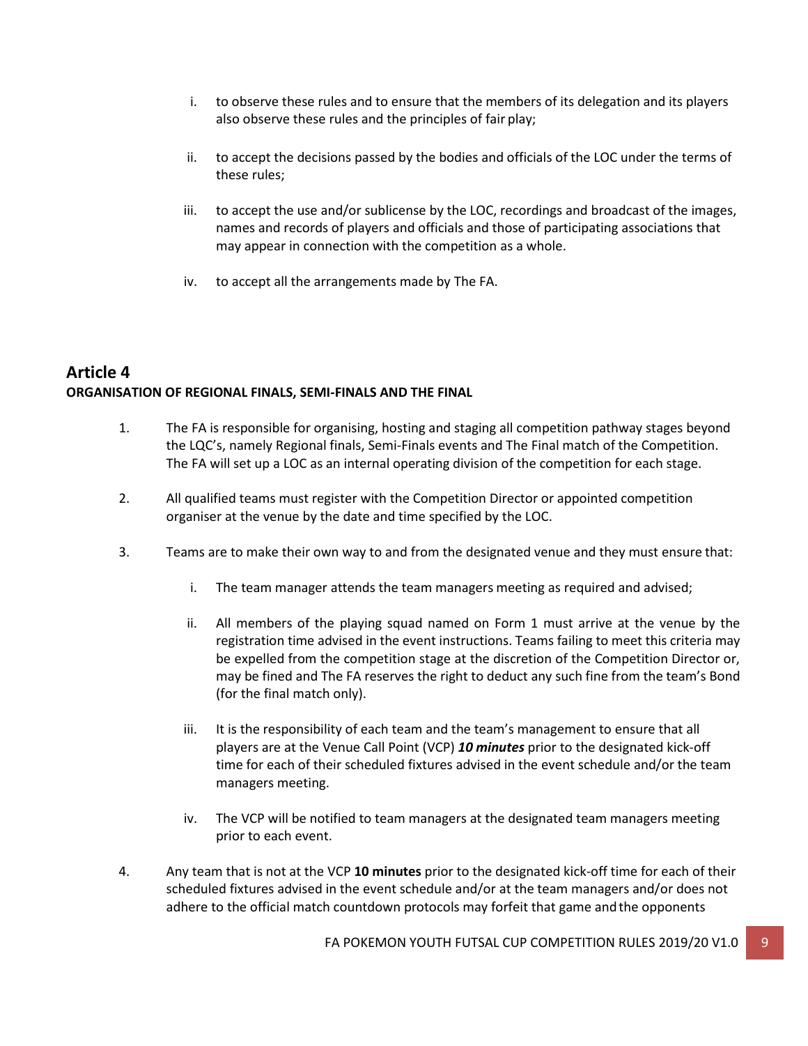i. to observe these rules and to ensure that the members of its delegation and its players also observe these rules and the principles of fair play;

ii. to accept the decisions passed by the bodies and officials of the LOC under the terms of these rules;

iii. to accept the use and/or sublicense by the LOC, recordings and broadcast of the images, names and records of players and officials and those of participating associations that may appear in connection with the competition as a whole.

iv. to accept all the arrangements made by The FA.

## Article 4

**ORGANISATION OF REGIONAL FINALS, SEMI-FINALS AND THE FINAL**

1. The FA is responsible for organising, hosting and staging all competition pathway stages beyond the LQC's, namely Regional finals, Semi-Finals events and The Final match of the Competition. The FA will set up a LOC as an internal operating division of the competition for each stage.

2. All qualified teams must register with the Competition Director or appointed competition organiser at the venue by the date and time specified by the LOC.

3. Teams are to make their own way to and from the designated venue and they must ensure that:

   i. The team manager attends the team managers meeting as required and advised;

   ii. All members of the playing squad named on Form 1 must arrive at the venue by the registration time advised in the event instructions. Teams failing to meet this criteria may be expelled from the competition stage at the discretion of the Competition Director or, may be fined and The FA reserves the right to deduct any such fine from the team's Bond (for the final match only).

   iii. It is the responsibility of each team and the team's management to ensure that all players are at the Venue Call Point (VCP) ***10 minutes*** prior to the designated kick-off time for each of their scheduled fixtures advised in the event schedule and/or the team managers meeting.

   iv. The VCP will be notified to team managers at the designated team managers meeting prior to each event.

4. Any team that is not at the VCP **10 minutes** prior to the designated kick-off time for each of their scheduled fixtures advised in the event schedule and/or at the team managers and/or does not adhere to the official match countdown protocols may forfeit that game and the opponents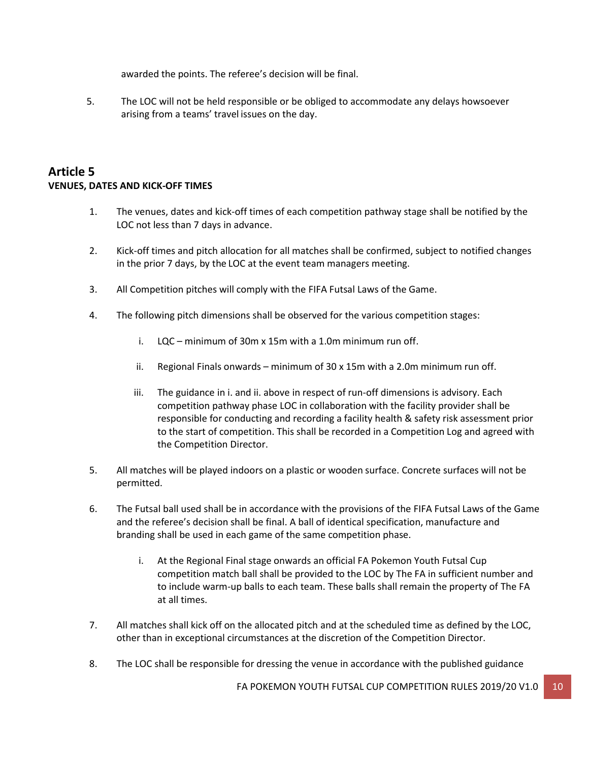awarded the points. The referee's decision will be final.

5. The LOC will not be held responsible or be obliged to accommodate any delays howsoever arising from a teams' travel issues on the day.

## Article 5

**VENUES, DATES AND KICK-OFF TIMES**

1. The venues, dates and kick-off times of each competition pathway stage shall be notified by the LOC not less than 7 days in advance.

2. Kick-off times and pitch allocation for all matches shall be confirmed, subject to notified changes in the prior 7 days, by the LOC at the event team managers meeting.

3. All Competition pitches will comply with the FIFA Futsal Laws of the Game.

4. The following pitch dimensions shall be observed for the various competition stages:

   i. LQC – minimum of 30m x 15m with a 1.0m minimum run off.

   ii. Regional Finals onwards – minimum of 30 x 15m with a 2.0m minimum run off.

   iii. The guidance in i. and ii. above in respect of run-off dimensions is advisory. Each competition pathway phase LOC in collaboration with the facility provider shall be responsible for conducting and recording a facility health & safety risk assessment prior to the start of competition. This shall be recorded in a Competition Log and agreed with the Competition Director.

5. All matches will be played indoors on a plastic or wooden surface. Concrete surfaces will not be permitted.

6. The Futsal ball used shall be in accordance with the provisions of the FIFA Futsal Laws of the Game and the referee's decision shall be final. A ball of identical specification, manufacture and branding shall be used in each game of the same competition phase.

   i. At the Regional Final stage onwards an official FA Pokemon Youth Futsal Cup competition match ball shall be provided to the LOC by The FA in sufficient number and to include warm-up balls to each team. These balls shall remain the property of The FA at all times.

7. All matches shall kick off on the allocated pitch and at the scheduled time as defined by the LOC, other than in exceptional circumstances at the discretion of the Competition Director.

8. The LOC shall be responsible for dressing the venue in accordance with the published guidance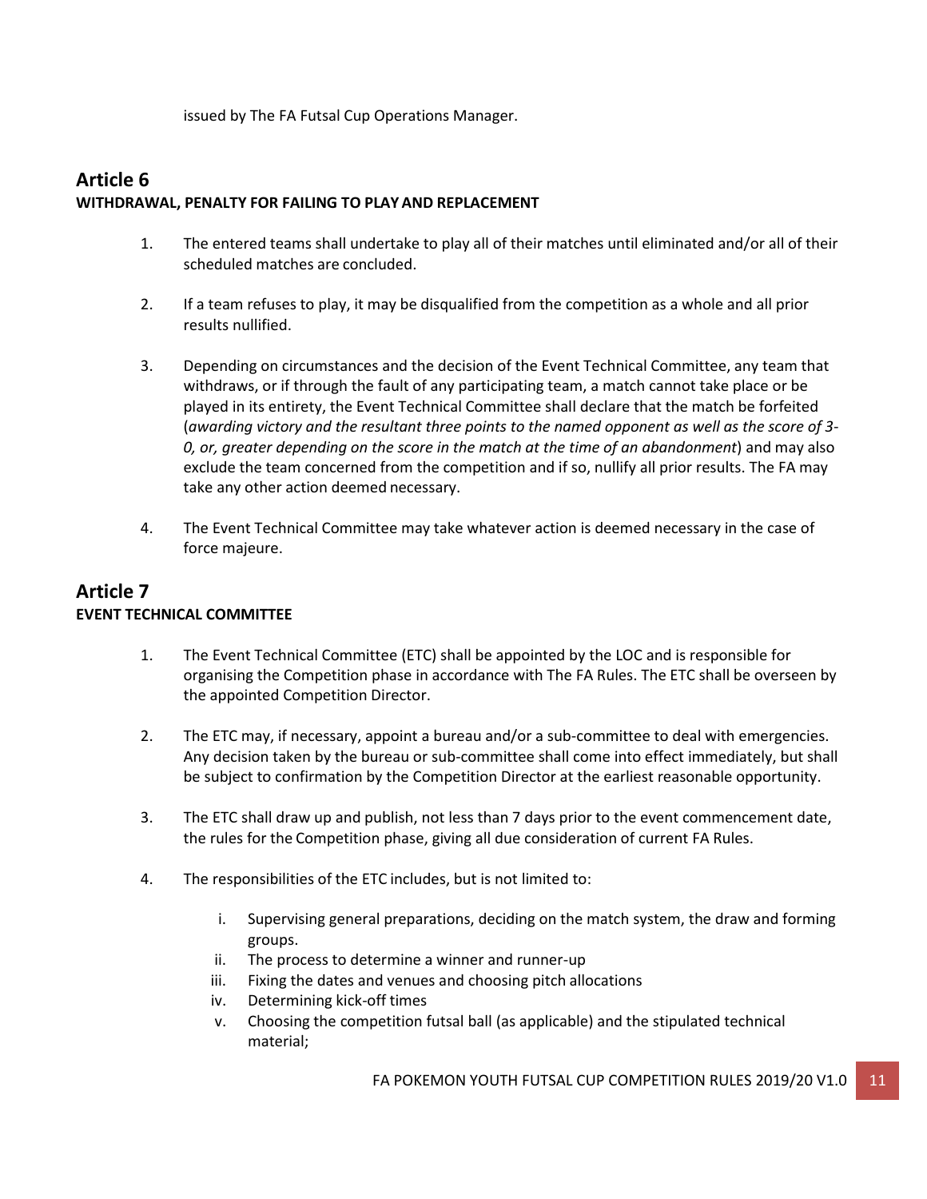issued by The FA Futsal Cup Operations Manager.

## Article 6

**WITHDRAWAL, PENALTY FOR FAILING TO PLAY AND REPLACEMENT**

1. The entered teams shall undertake to play all of their matches until eliminated and/or all of their scheduled matches are concluded.

2. If a team refuses to play, it may be disqualified from the competition as a whole and all prior results nullified.

3. Depending on circumstances and the decision of the Event Technical Committee, any team that withdraws, or if through the fault of any participating team, a match cannot take place or be played in its entirety, the Event Technical Committee shall declare that the match be forfeited (*awarding victory and the resultant three points to the named opponent as well as the score of 3-0, or, greater depending on the score in the match at the time of an abandonment*) and may also exclude the team concerned from the competition and if so, nullify all prior results. The FA may take any other action deemed necessary.

4. The Event Technical Committee may take whatever action is deemed necessary in the case of force majeure.

## Article 7

**EVENT TECHNICAL COMMITTEE**

1. The Event Technical Committee (ETC) shall be appointed by the LOC and is responsible for organising the Competition phase in accordance with The FA Rules. The ETC shall be overseen by the appointed Competition Director.

2. The ETC may, if necessary, appoint a bureau and/or a sub-committee to deal with emergencies. Any decision taken by the bureau or sub-committee shall come into effect immediately, but shall be subject to confirmation by the Competition Director at the earliest reasonable opportunity.

3. The ETC shall draw up and publish, not less than 7 days prior to the event commencement date, the rules for the Competition phase, giving all due consideration of current FA Rules.

4. The responsibilities of the ETC includes, but is not limited to:

    i. Supervising general preparations, deciding on the match system, the draw and forming groups.
    ii. The process to determine a winner and runner-up
    iii. Fixing the dates and venues and choosing pitch allocations
    iv. Determining kick-off times
    v. Choosing the competition futsal ball (as applicable) and the stipulated technical material;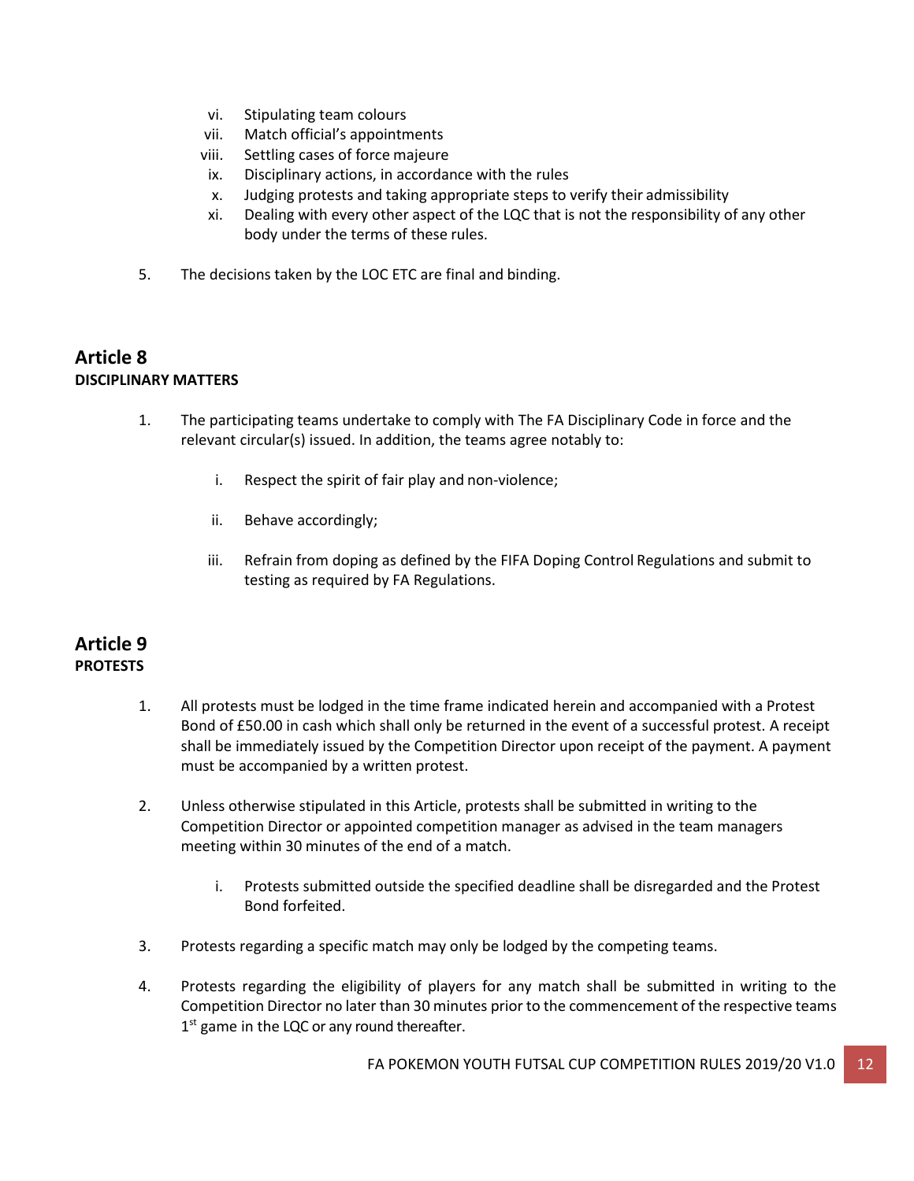vi. Stipulating team colours
vii. Match official's appointments
viii. Settling cases of force majeure
ix. Disciplinary actions, in accordance with the rules
x. Judging protests and taking appropriate steps to verify their admissibility
xi. Dealing with every other aspect of the LQC that is not the responsibility of any other body under the terms of these rules.

5. The decisions taken by the LOC ETC are final and binding.

## Article 8
**DISCIPLINARY MATTERS**

1. The participating teams undertake to comply with The FA Disciplinary Code in force and the relevant circular(s) issued. In addition, the teams agree notably to:

   i. Respect the spirit of fair play and non-violence;

   ii. Behave accordingly;

   iii. Refrain from doping as defined by the FIFA Doping Control Regulations and submit to testing as required by FA Regulations.

## Article 9
**PROTESTS**

1. All protests must be lodged in the time frame indicated herein and accompanied with a Protest Bond of £50.00 in cash which shall only be returned in the event of a successful protest. A receipt shall be immediately issued by the Competition Director upon receipt of the payment. A payment must be accompanied by a written protest.

2. Unless otherwise stipulated in this Article, protests shall be submitted in writing to the Competition Director or appointed competition manager as advised in the team managers meeting within 30 minutes of the end of a match.

   i. Protests submitted outside the specified deadline shall be disregarded and the Protest Bond forfeited.

3. Protests regarding a specific match may only be lodged by the competing teams.

4. Protests regarding the eligibility of players for any match shall be submitted in writing to the Competition Director no later than 30 minutes prior to the commencement of the respective teams 1st game in the LQC or any round thereafter.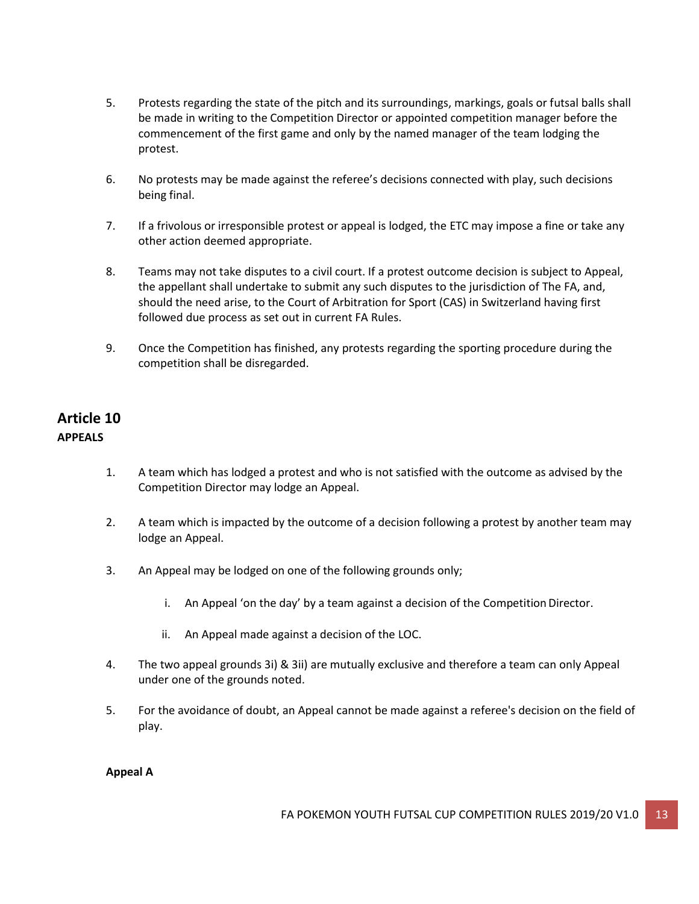5. Protests regarding the state of the pitch and its surroundings, markings, goals or futsal balls shall be made in writing to the Competition Director or appointed competition manager before the commencement of the first game and only by the named manager of the team lodging the protest.

6. No protests may be made against the referee's decisions connected with play, such decisions being final.

7. If a frivolous or irresponsible protest or appeal is lodged, the ETC may impose a fine or take any other action deemed appropriate.

8. Teams may not take disputes to a civil court. If a protest outcome decision is subject to Appeal, the appellant shall undertake to submit any such disputes to the jurisdiction of The FA, and, should the need arise, to the Court of Arbitration for Sport (CAS) in Switzerland having first followed due process as set out in current FA Rules.

9. Once the Competition has finished, any protests regarding the sporting procedure during the competition shall be disregarded.

## Article 10

**APPEALS**

1. A team which has lodged a protest and who is not satisfied with the outcome as advised by the Competition Director may lodge an Appeal.

2. A team which is impacted by the outcome of a decision following a protest by another team may lodge an Appeal.

3. An Appeal may be lodged on one of the following grounds only;

    i. An Appeal 'on the day' by a team against a decision of the Competition Director.

    ii. An Appeal made against a decision of the LOC.

4. The two appeal grounds 3i) & 3ii) are mutually exclusive and therefore a team can only Appeal under one of the grounds noted.

5. For the avoidance of doubt, an Appeal cannot be made against a referee's decision on the field of play.

**Appeal A**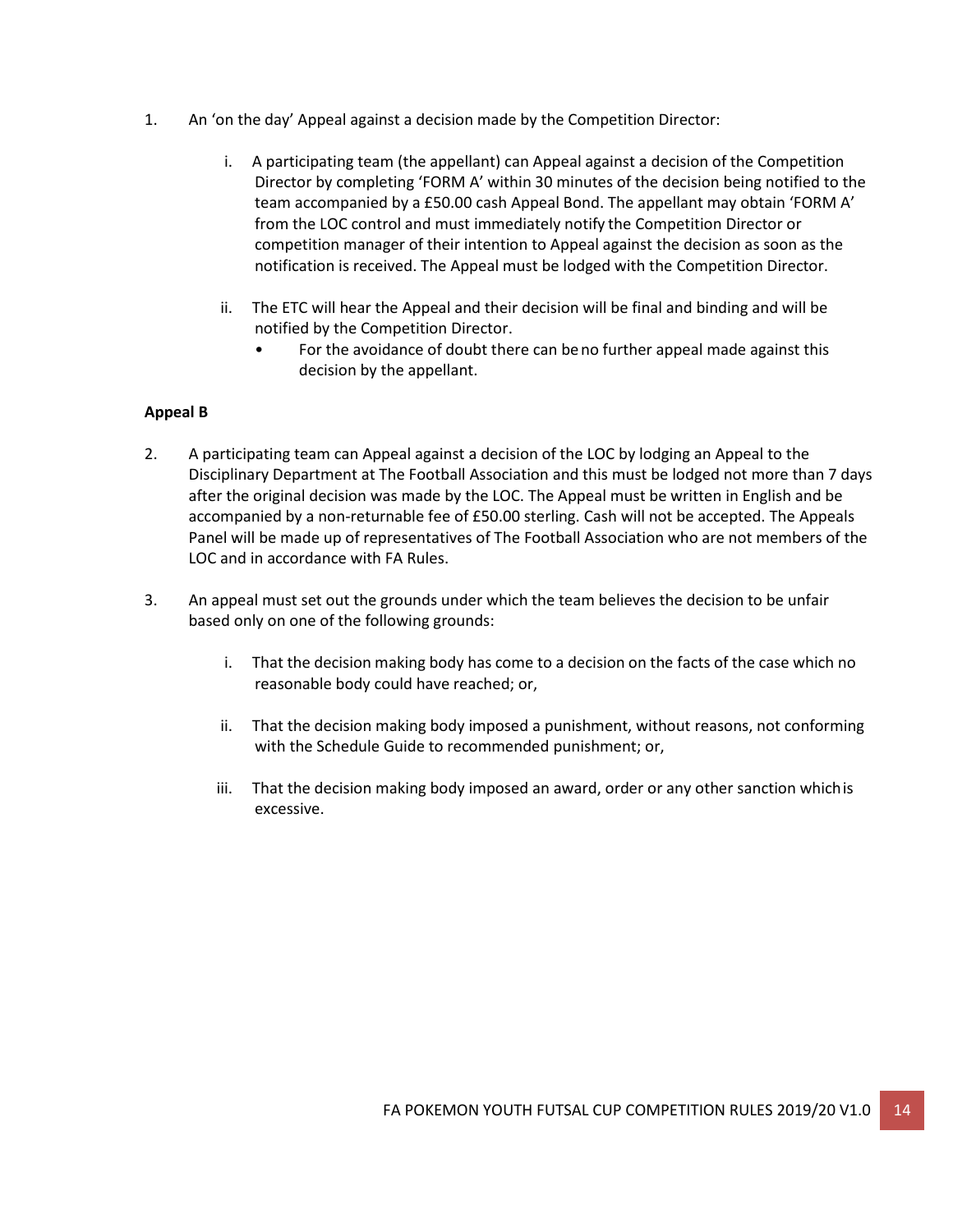1. An 'on the day' Appeal against a decision made by the Competition Director:

    i. A participating team (the appellant) can Appeal against a decision of the Competition Director by completing 'FORM A' within 30 minutes of the decision being notified to the team accompanied by a £50.00 cash Appeal Bond. The appellant may obtain 'FORM A' from the LOC control and must immediately notify the Competition Director or competition manager of their intention to Appeal against the decision as soon as the notification is received. The Appeal must be lodged with the Competition Director.

    ii. The ETC will hear the Appeal and their decision will be final and binding and will be notified by the Competition Director.
        - For the avoidance of doubt there can be no further appeal made against this decision by the appellant.

**Appeal B**

2. A participating team can Appeal against a decision of the LOC by lodging an Appeal to the Disciplinary Department at The Football Association and this must be lodged not more than 7 days after the original decision was made by the LOC. The Appeal must be written in English and be accompanied by a non-returnable fee of £50.00 sterling. Cash will not be accepted. The Appeals Panel will be made up of representatives of The Football Association who are not members of the LOC and in accordance with FA Rules.

3. An appeal must set out the grounds under which the team believes the decision to be unfair based only on one of the following grounds:

    i. That the decision making body has come to a decision on the facts of the case which no reasonable body could have reached; or,

    ii. That the decision making body imposed a punishment, without reasons, not conforming with the Schedule Guide to recommended punishment; or,

    iii. That the decision making body imposed an award, order or any other sanction which is excessive.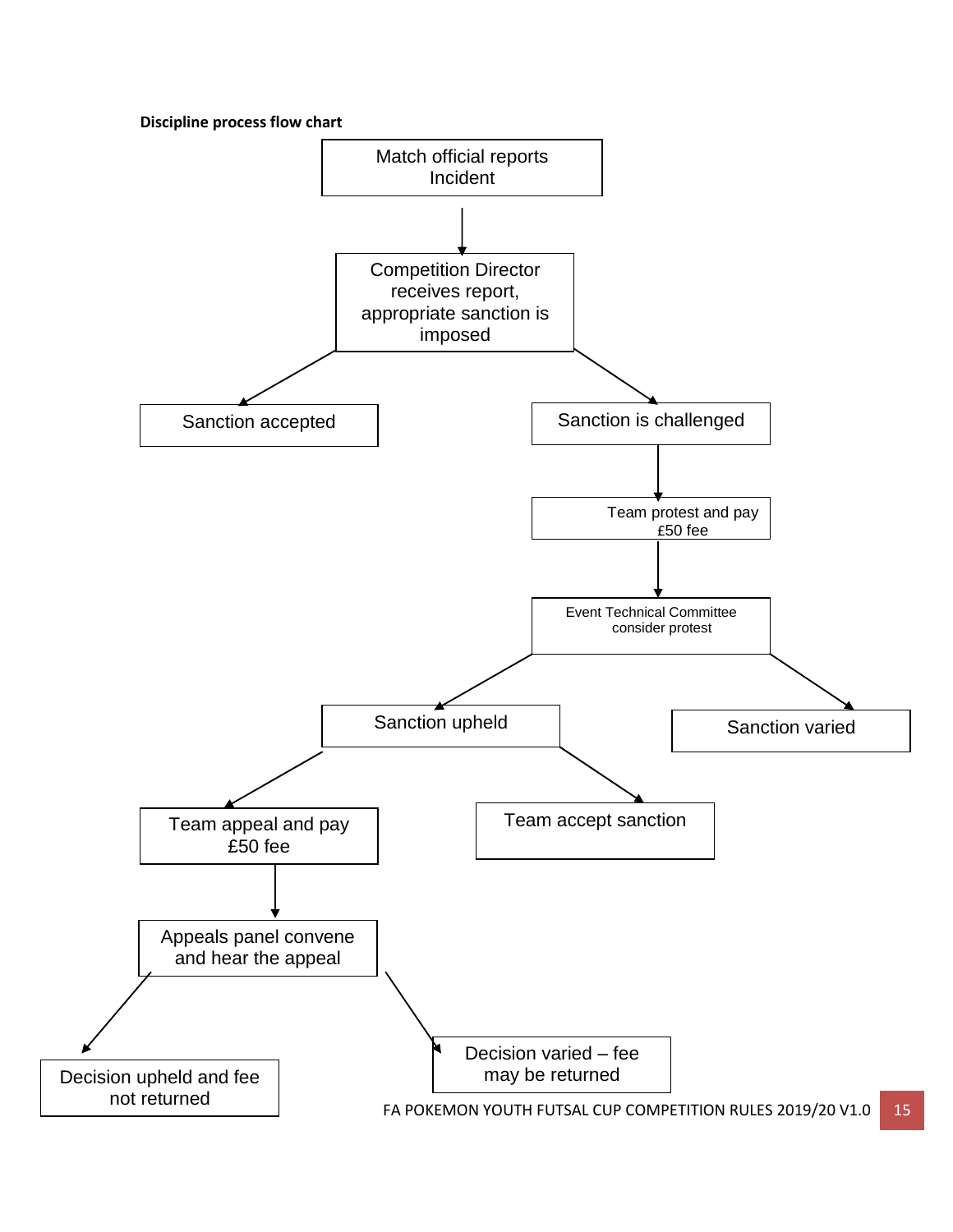**Discipline process flow chart**

Match official reports Incident

↓

Competition Director receives report, appropriate sanction is imposed

- Sanction accepted
- Sanction is challenged
  - ↓ Team protest and pay £50 fee
  - ↓ Event Technical Committee consider protest
    - Sanction upheld
      - Team appeal and pay £50 fee
        - ↓ Appeals panel convene and hear the appeal
          - Decision upheld and fee not returned
          - Decision varied – fee may be returned
      - Team accept sanction
    - Sanction varied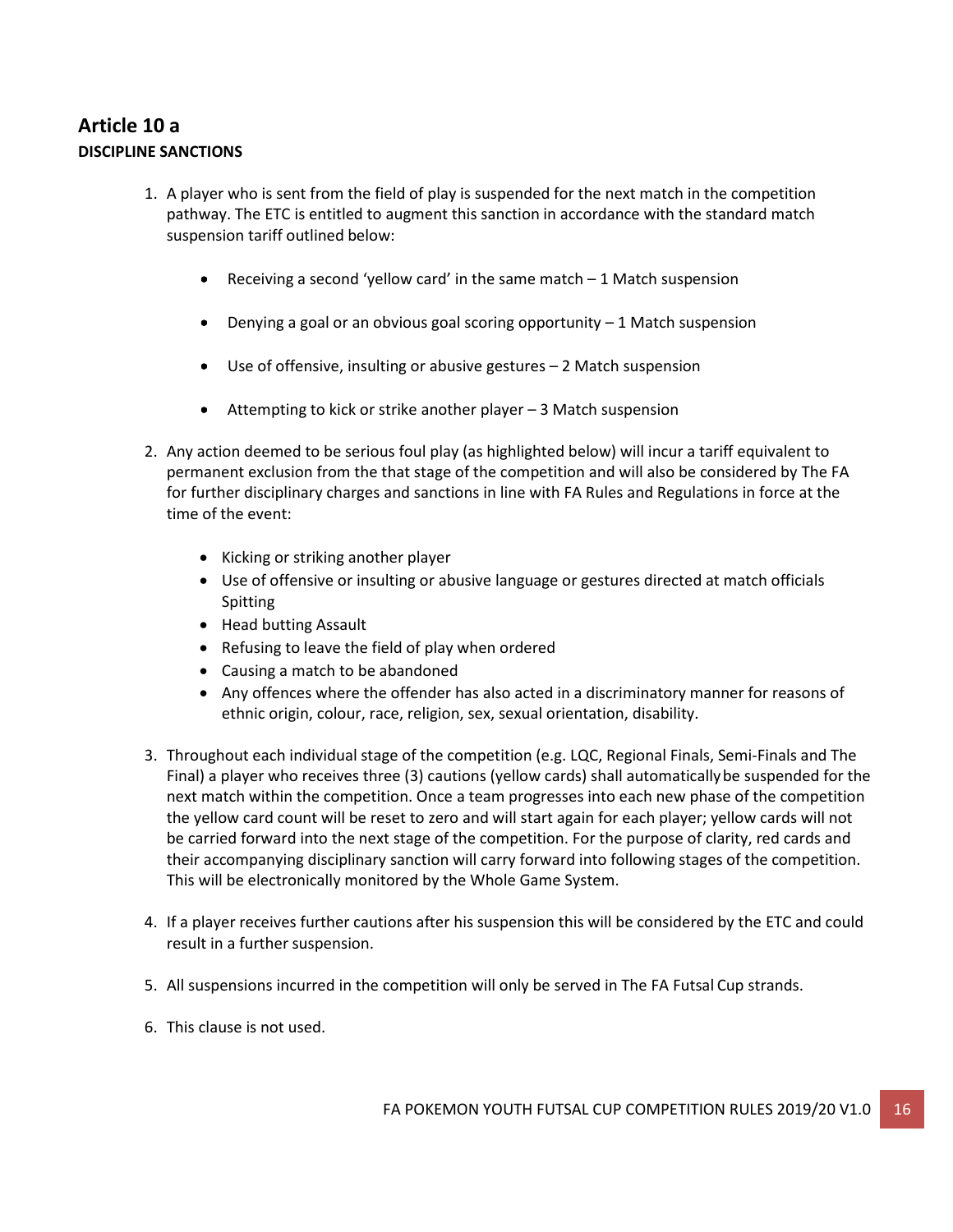## Article 10 a

**DISCIPLINE SANCTIONS**

1. A player who is sent from the field of play is suspended for the next match in the competition pathway. The ETC is entitled to augment this sanction in accordance with the standard match suspension tariff outlined below:

   - Receiving a second 'yellow card' in the same match – 1 Match suspension
   - Denying a goal or an obvious goal scoring opportunity – 1 Match suspension
   - Use of offensive, insulting or abusive gestures – 2 Match suspension
   - Attempting to kick or strike another player – 3 Match suspension

2. Any action deemed to be serious foul play (as highlighted below) will incur a tariff equivalent to permanent exclusion from the that stage of the competition and will also be considered by The FA for further disciplinary charges and sanctions in line with FA Rules and Regulations in force at the time of the event:

   - Kicking or striking another player
   - Use of offensive or insulting or abusive language or gestures directed at match officials Spitting
   - Head butting Assault
   - Refusing to leave the field of play when ordered
   - Causing a match to be abandoned
   - Any offences where the offender has also acted in a discriminatory manner for reasons of ethnic origin, colour, race, religion, sex, sexual orientation, disability.

3. Throughout each individual stage of the competition (e.g. LQC, Regional Finals, Semi-Finals and The Final) a player who receives three (3) cautions (yellow cards) shall automatically be suspended for the next match within the competition. Once a team progresses into each new phase of the competition the yellow card count will be reset to zero and will start again for each player; yellow cards will not be carried forward into the next stage of the competition. For the purpose of clarity, red cards and their accompanying disciplinary sanction will carry forward into following stages of the competition. This will be electronically monitored by the Whole Game System.

4. If a player receives further cautions after his suspension this will be considered by the ETC and could result in a further suspension.

5. All suspensions incurred in the competition will only be served in The FA Futsal Cup strands.

6. This clause is not used.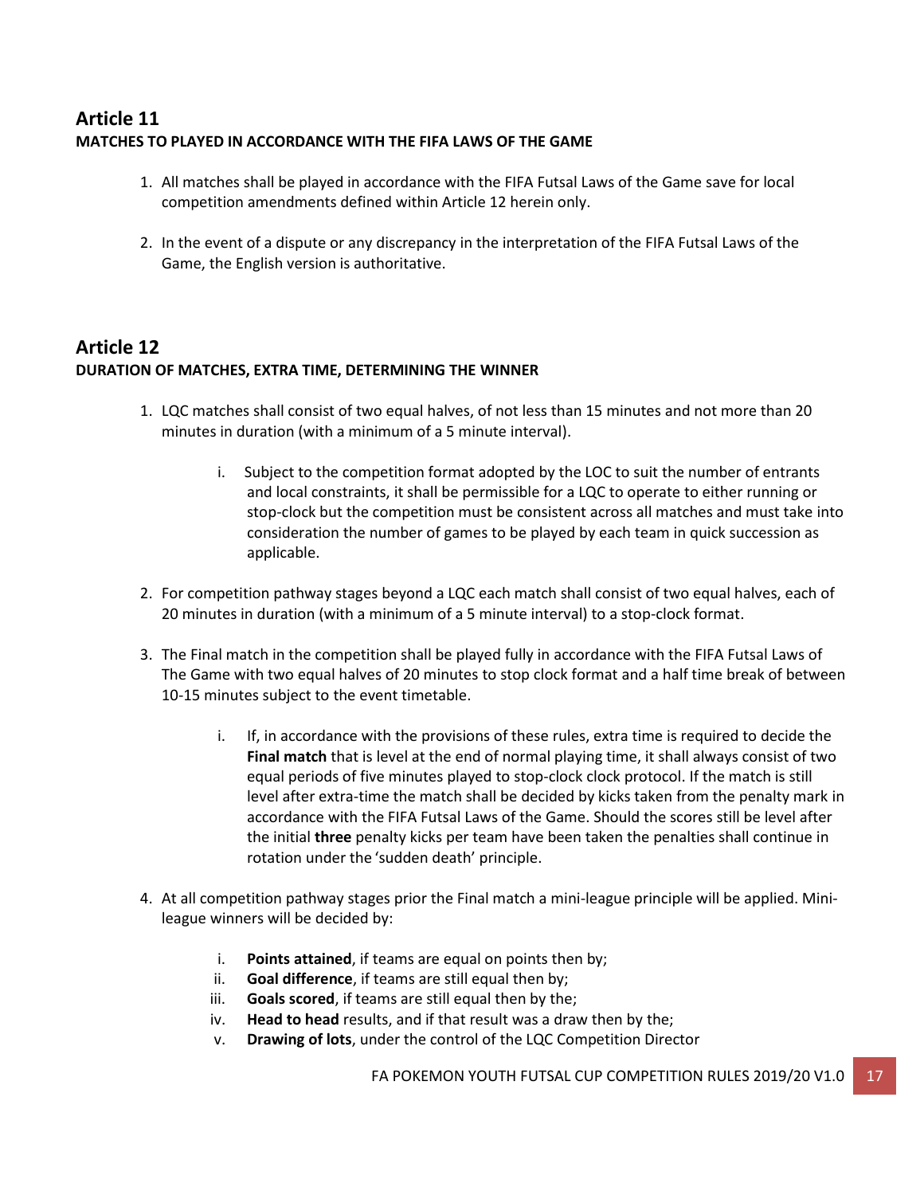## Article 11

**MATCHES TO PLAYED IN ACCORDANCE WITH THE FIFA LAWS OF THE GAME**

1. All matches shall be played in accordance with the FIFA Futsal Laws of the Game save for local competition amendments defined within Article 12 herein only.

2. In the event of a dispute or any discrepancy in the interpretation of the FIFA Futsal Laws of the Game, the English version is authoritative.

## Article 12

**DURATION OF MATCHES, EXTRA TIME, DETERMINING THE WINNER**

1. LQC matches shall consist of two equal halves, of not less than 15 minutes and not more than 20 minutes in duration (with a minimum of a 5 minute interval).

   i. Subject to the competition format adopted by the LOC to suit the number of entrants and local constraints, it shall be permissible for a LQC to operate to either running or stop-clock but the competition must be consistent across all matches and must take into consideration the number of games to be played by each team in quick succession as applicable.

2. For competition pathway stages beyond a LQC each match shall consist of two equal halves, each of 20 minutes in duration (with a minimum of a 5 minute interval) to a stop-clock format.

3. The Final match in the competition shall be played fully in accordance with the FIFA Futsal Laws of The Game with two equal halves of 20 minutes to stop clock format and a half time break of between 10-15 minutes subject to the event timetable.

   i. If, in accordance with the provisions of these rules, extra time is required to decide the **Final match** that is level at the end of normal playing time, it shall always consist of two equal periods of five minutes played to stop-clock clock protocol. If the match is still level after extra-time the match shall be decided by kicks taken from the penalty mark in accordance with the FIFA Futsal Laws of the Game. Should the scores still be level after the initial **three** penalty kicks per team have been taken the penalties shall continue in rotation under the 'sudden death' principle.

4. At all competition pathway stages prior the Final match a mini-league principle will be applied. Mini-league winners will be decided by:

   i. **Points attained**, if teams are equal on points then by;
   ii. **Goal difference**, if teams are still equal then by;
   iii. **Goals scored**, if teams are still equal then by the;
   iv. **Head to head** results, and if that result was a draw then by the;
   v. **Drawing of lots**, under the control of the LQC Competition Director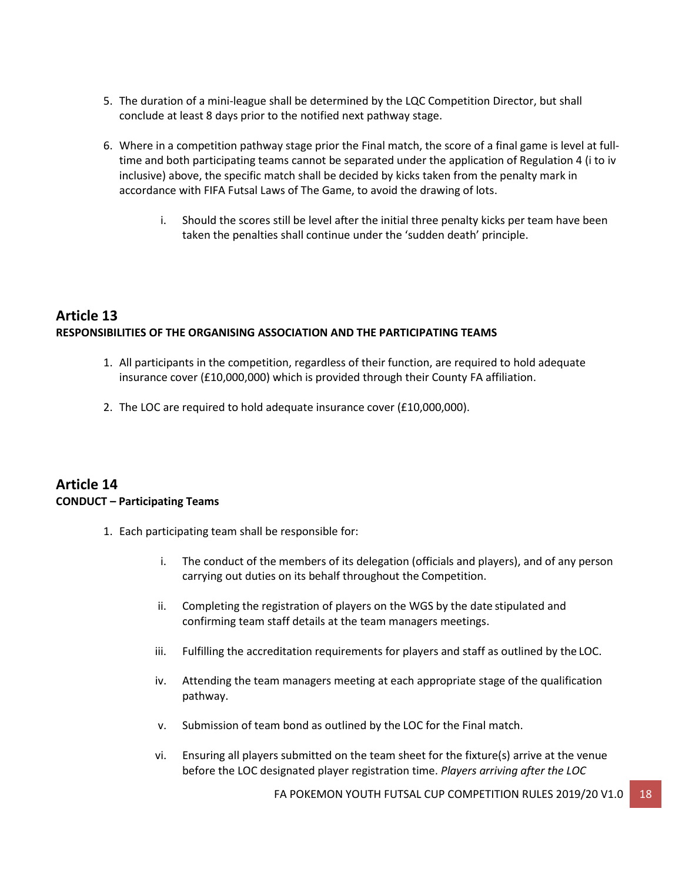5. The duration of a mini-league shall be determined by the LQC Competition Director, but shall conclude at least 8 days prior to the notified next pathway stage.

6. Where in a competition pathway stage prior the Final match, the score of a final game is level at full-time and both participating teams cannot be separated under the application of Regulation 4 (i to iv inclusive) above, the specific match shall be decided by kicks taken from the penalty mark in accordance with FIFA Futsal Laws of The Game, to avoid the drawing of lots.

   i. Should the scores still be level after the initial three penalty kicks per team have been taken the penalties shall continue under the 'sudden death' principle.

## Article 13

**RESPONSIBILITIES OF THE ORGANISING ASSOCIATION AND THE PARTICIPATING TEAMS**

1. All participants in the competition, regardless of their function, are required to hold adequate insurance cover (£10,000,000) which is provided through their County FA affiliation.

2. The LOC are required to hold adequate insurance cover (£10,000,000).

## Article 14

**CONDUCT – Participating Teams**

1. Each participating team shall be responsible for:

   i. The conduct of the members of its delegation (officials and players), and of any person carrying out duties on its behalf throughout the Competition.

   ii. Completing the registration of players on the WGS by the date stipulated and confirming team staff details at the team managers meetings.

   iii. Fulfilling the accreditation requirements for players and staff as outlined by the LOC.

   iv. Attending the team managers meeting at each appropriate stage of the qualification pathway.

   v. Submission of team bond as outlined by the LOC for the Final match.

   vi. Ensuring all players submitted on the team sheet for the fixture(s) arrive at the venue before the LOC designated player registration time. *Players arriving after the LOC*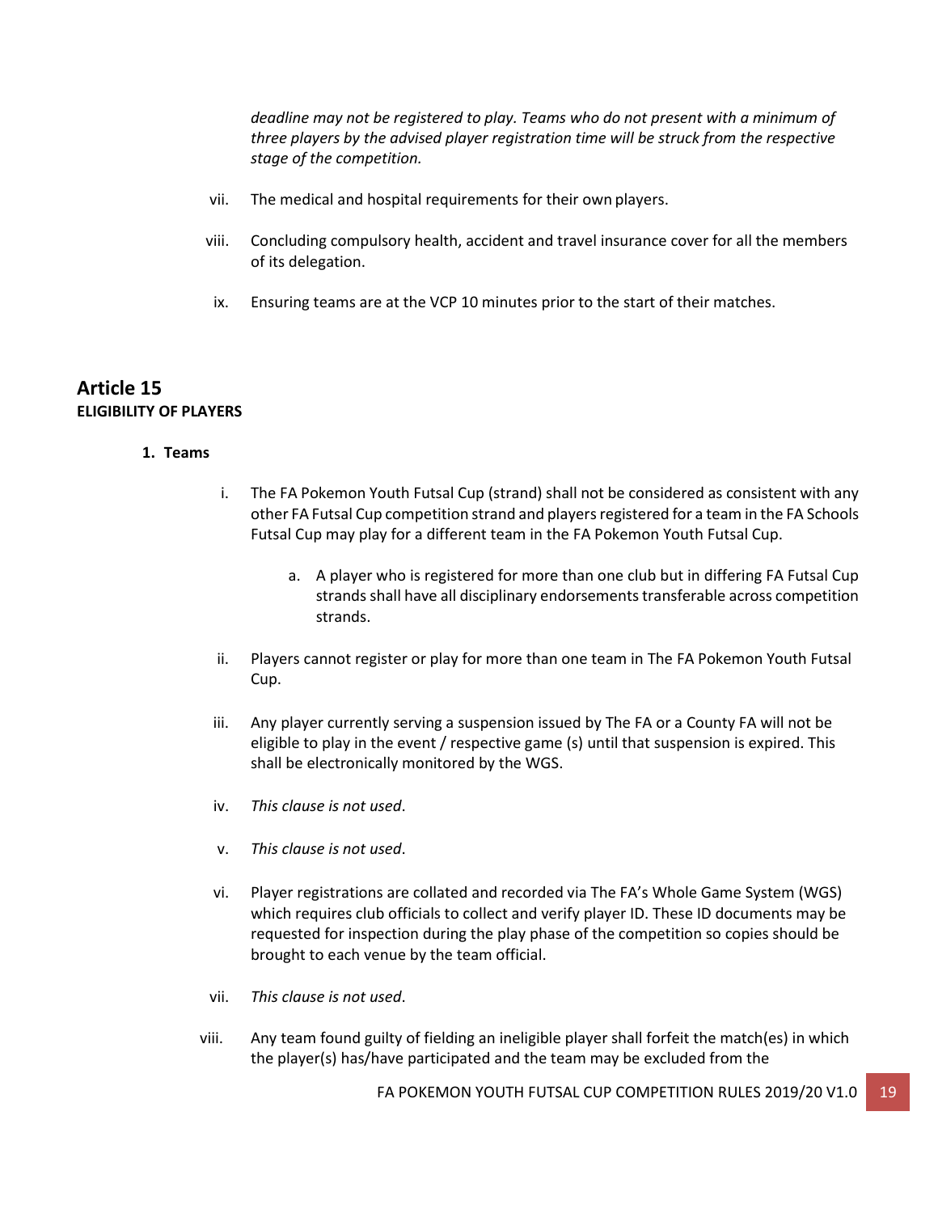*deadline may not be registered to play. Teams who do not present with a minimum of three players by the advised player registration time will be struck from the respective stage of the competition.*

vii. The medical and hospital requirements for their own players.

viii. Concluding compulsory health, accident and travel insurance cover for all the members of its delegation.

ix. Ensuring teams are at the VCP 10 minutes prior to the start of their matches.

## Article 15

**ELIGIBILITY OF PLAYERS**

**1. Teams**

i. The FA Pokemon Youth Futsal Cup (strand) shall not be considered as consistent with any other FA Futsal Cup competition strand and players registered for a team in the FA Schools Futsal Cup may play for a different team in the FA Pokemon Youth Futsal Cup.

   a. A player who is registered for more than one club but in differing FA Futsal Cup strands shall have all disciplinary endorsements transferable across competition strands.

ii. Players cannot register or play for more than one team in The FA Pokemon Youth Futsal Cup.

iii. Any player currently serving a suspension issued by The FA or a County FA will not be eligible to play in the event / respective game (s) until that suspension is expired. This shall be electronically monitored by the WGS.

iv. *This clause is not used*.

v. *This clause is not used*.

vi. Player registrations are collated and recorded via The FA's Whole Game System (WGS) which requires club officials to collect and verify player ID. These ID documents may be requested for inspection during the play phase of the competition so copies should be brought to each venue by the team official.

vii. *This clause is not used*.

viii. Any team found guilty of fielding an ineligible player shall forfeit the match(es) in which the player(s) has/have participated and the team may be excluded from the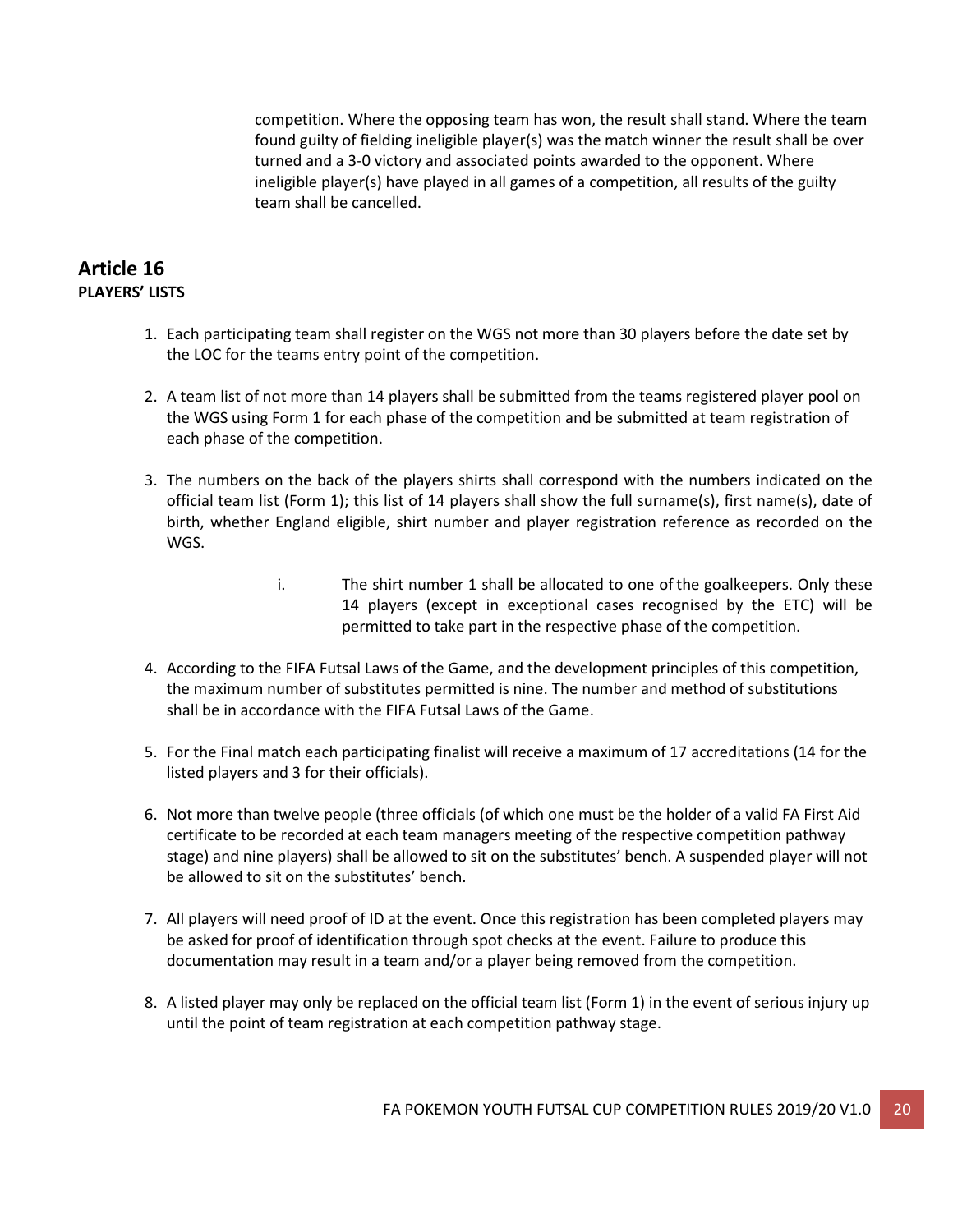competition. Where the opposing team has won, the result shall stand. Where the team found guilty of fielding ineligible player(s) was the match winner the result shall be over turned and a 3-0 victory and associated points awarded to the opponent. Where ineligible player(s) have played in all games of a competition, all results of the guilty team shall be cancelled.

## Article 16

**PLAYERS' LISTS**

1. Each participating team shall register on the WGS not more than 30 players before the date set by the LOC for the teams entry point of the competition.

2. A team list of not more than 14 players shall be submitted from the teams registered player pool on the WGS using Form 1 for each phase of the competition and be submitted at team registration of each phase of the competition.

3. The numbers on the back of the players shirts shall correspond with the numbers indicated on the official team list (Form 1); this list of 14 players shall show the full surname(s), first name(s), date of birth, whether England eligible, shirt number and player registration reference as recorded on the WGS.

    i. The shirt number 1 shall be allocated to one of the goalkeepers. Only these 14 players (except in exceptional cases recognised by the ETC) will be permitted to take part in the respective phase of the competition.

4. According to the FIFA Futsal Laws of the Game, and the development principles of this competition, the maximum number of substitutes permitted is nine. The number and method of substitutions shall be in accordance with the FIFA Futsal Laws of the Game.

5. For the Final match each participating finalist will receive a maximum of 17 accreditations (14 for the listed players and 3 for their officials).

6. Not more than twelve people (three officials (of which one must be the holder of a valid FA First Aid certificate to be recorded at each team managers meeting of the respective competition pathway stage) and nine players) shall be allowed to sit on the substitutes' bench. A suspended player will not be allowed to sit on the substitutes' bench.

7. All players will need proof of ID at the event. Once this registration has been completed players may be asked for proof of identification through spot checks at the event. Failure to produce this documentation may result in a team and/or a player being removed from the competition.

8. A listed player may only be replaced on the official team list (Form 1) in the event of serious injury up until the point of team registration at each competition pathway stage.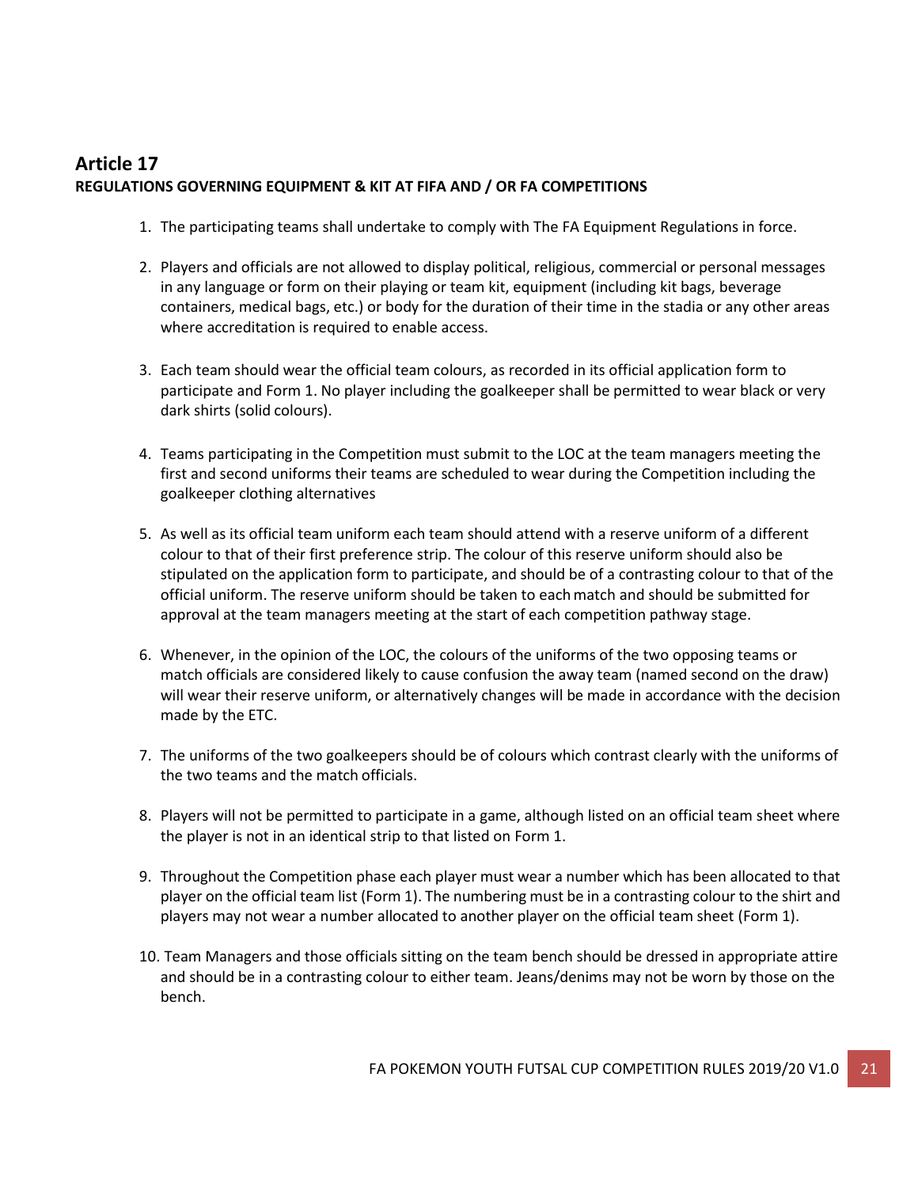## Article 17

**REGULATIONS GOVERNING EQUIPMENT & KIT AT FIFA AND / OR FA COMPETITIONS**

1. The participating teams shall undertake to comply with The FA Equipment Regulations in force.

2. Players and officials are not allowed to display political, religious, commercial or personal messages in any language or form on their playing or team kit, equipment (including kit bags, beverage containers, medical bags, etc.) or body for the duration of their time in the stadia or any other areas where accreditation is required to enable access.

3. Each team should wear the official team colours, as recorded in its official application form to participate and Form 1. No player including the goalkeeper shall be permitted to wear black or very dark shirts (solid colours).

4. Teams participating in the Competition must submit to the LOC at the team managers meeting the first and second uniforms their teams are scheduled to wear during the Competition including the goalkeeper clothing alternatives

5. As well as its official team uniform each team should attend with a reserve uniform of a different colour to that of their first preference strip. The colour of this reserve uniform should also be stipulated on the application form to participate, and should be of a contrasting colour to that of the official uniform. The reserve uniform should be taken to each match and should be submitted for approval at the team managers meeting at the start of each competition pathway stage.

6. Whenever, in the opinion of the LOC, the colours of the uniforms of the two opposing teams or match officials are considered likely to cause confusion the away team (named second on the draw) will wear their reserve uniform, or alternatively changes will be made in accordance with the decision made by the ETC.

7. The uniforms of the two goalkeepers should be of colours which contrast clearly with the uniforms of the two teams and the match officials.

8. Players will not be permitted to participate in a game, although listed on an official team sheet where the player is not in an identical strip to that listed on Form 1.

9. Throughout the Competition phase each player must wear a number which has been allocated to that player on the official team list (Form 1). The numbering must be in a contrasting colour to the shirt and players may not wear a number allocated to another player on the official team sheet (Form 1).

10. Team Managers and those officials sitting on the team bench should be dressed in appropriate attire and should be in a contrasting colour to either team. Jeans/denims may not be worn by those on the bench.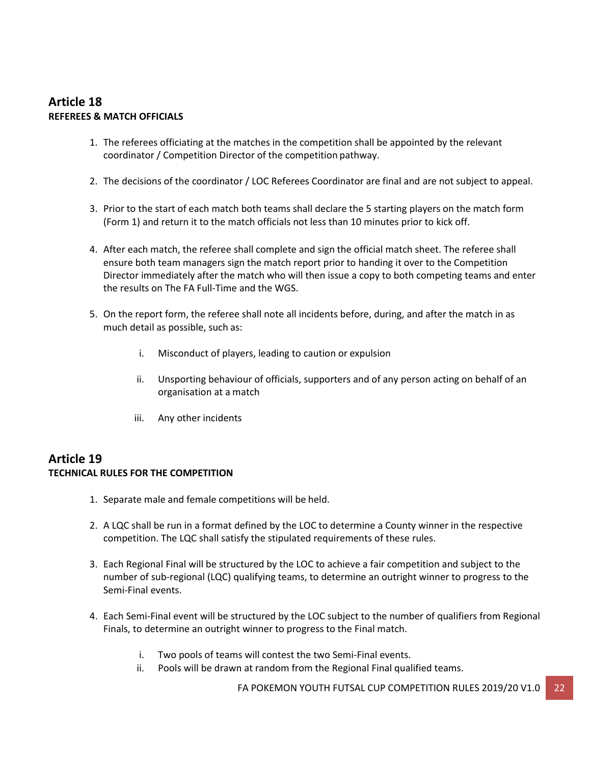## Article 18
**REFEREES & MATCH OFFICIALS**

1. The referees officiating at the matches in the competition shall be appointed by the relevant coordinator / Competition Director of the competition pathway.

2. The decisions of the coordinator / LOC Referees Coordinator are final and are not subject to appeal.

3. Prior to the start of each match both teams shall declare the 5 starting players on the match form (Form 1) and return it to the match officials not less than 10 minutes prior to kick off.

4. After each match, the referee shall complete and sign the official match sheet. The referee shall ensure both team managers sign the match report prior to handing it over to the Competition Director immediately after the match who will then issue a copy to both competing teams and enter the results on The FA Full-Time and the WGS.

5. On the report form, the referee shall note all incidents before, during, and after the match in as much detail as possible, such as:

    i. Misconduct of players, leading to caution or expulsion

    ii. Unsporting behaviour of officials, supporters and of any person acting on behalf of an organisation at a match

    iii. Any other incidents

## Article 19
**TECHNICAL RULES FOR THE COMPETITION**

1. Separate male and female competitions will be held.

2. A LQC shall be run in a format defined by the LOC to determine a County winner in the respective competition. The LQC shall satisfy the stipulated requirements of these rules.

3. Each Regional Final will be structured by the LOC to achieve a fair competition and subject to the number of sub-regional (LQC) qualifying teams, to determine an outright winner to progress to the Semi-Final events.

4. Each Semi-Final event will be structured by the LOC subject to the number of qualifiers from Regional Finals, to determine an outright winner to progress to the Final match.

    i. Two pools of teams will contest the two Semi-Final events.
    ii. Pools will be drawn at random from the Regional Final qualified teams.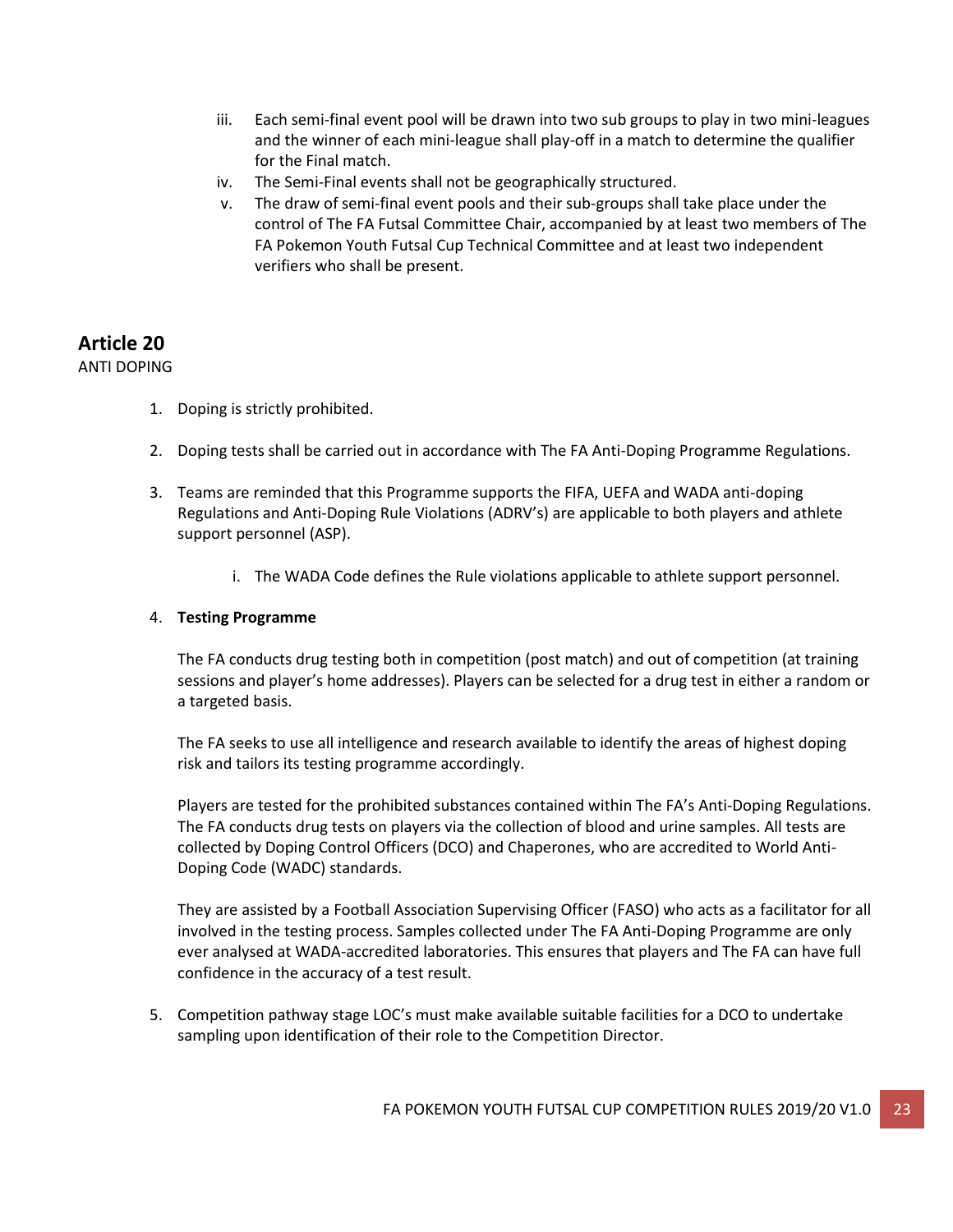iii. Each semi-final event pool will be drawn into two sub groups to play in two mini-leagues and the winner of each mini-league shall play-off in a match to determine the qualifier for the Final match.

iv. The Semi-Final events shall not be geographically structured.

v. The draw of semi-final event pools and their sub-groups shall take place under the control of The FA Futsal Committee Chair, accompanied by at least two members of The FA Pokemon Youth Futsal Cup Technical Committee and at least two independent verifiers who shall be present.

## Article 20

ANTI DOPING

1. Doping is strictly prohibited.

2. Doping tests shall be carried out in accordance with The FA Anti-Doping Programme Regulations.

3. Teams are reminded that this Programme supports the FIFA, UEFA and WADA anti-doping Regulations and Anti-Doping Rule Violations (ADRV's) are applicable to both players and athlete support personnel (ASP).

   i. The WADA Code defines the Rule violations applicable to athlete support personnel.

4. **Testing Programme**

   The FA conducts drug testing both in competition (post match) and out of competition (at training sessions and player's home addresses). Players can be selected for a drug test in either a random or a targeted basis.

   The FA seeks to use all intelligence and research available to identify the areas of highest doping risk and tailors its testing programme accordingly.

   Players are tested for the prohibited substances contained within The FA's Anti-Doping Regulations. The FA conducts drug tests on players via the collection of blood and urine samples. All tests are collected by Doping Control Officers (DCO) and Chaperones, who are accredited to World Anti-Doping Code (WADC) standards.

   They are assisted by a Football Association Supervising Officer (FASO) who acts as a facilitator for all involved in the testing process. Samples collected under The FA Anti-Doping Programme are only ever analysed at WADA-accredited laboratories. This ensures that players and The FA can have full confidence in the accuracy of a test result.

5. Competition pathway stage LOC's must make available suitable facilities for a DCO to undertake sampling upon identification of their role to the Competition Director.